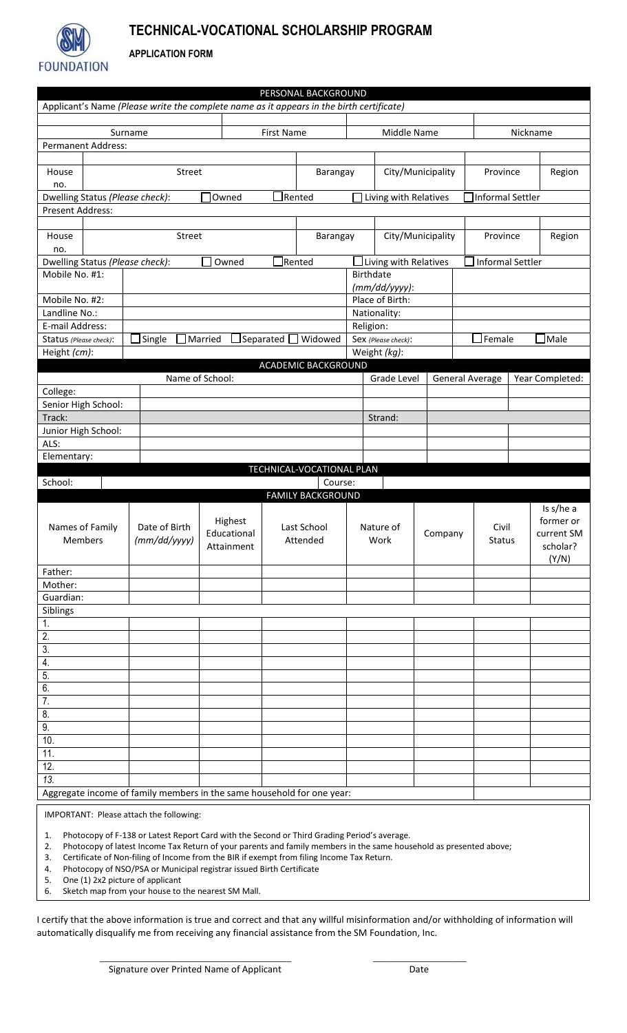SM FOUNDATION

# TECHNICAL-VOCATIONAL SCHOLARSHIP PROGRAM

**APPLICATION FORM**

## PERSONAL BACKGROUND

Applicant's Name *(Please write the complete name as it appears in the birth certificate)*

| Surname | First Name | Middle Name | Nickname |
|---|---|---|---|
| | | | |

Permanent Address:

| House no. | Street | Barangay | City/Municipality | Province | Region |
|---|---|---|---|---|---|
| | | | | | |

Dwelling Status *(Please check)*: ☐ Owned ☐ Rented ☐ Living with Relatives ☐ Informal Settler

Present Address:

| House no. | Street | Barangay | City/Municipality | Province | Region |
|---|---|---|---|---|---|
| | | | | | |

Dwelling Status *(Please check)*: ☐ Owned ☐ Rented ☐ Living with Relatives ☐ Informal Settler

| | | | |
|---|---|---|---|
| Mobile No. #1: | | Birthdate *(mm/dd/yyyy)*: | |
| Mobile No. #2: | | Place of Birth: | |
| Landline No.: | | Nationality: | |
| E-mail Address: | | Religion: | |
| Status *(Please check)*: | ☐ Single ☐ Married ☐ Separated ☐ Widowed | Sex *(Please check)*: | ☐ Female ☐ Male |
| Height *(cm)*: | | Weight *(kg)*: | |

## ACADEMIC BACKGROUND

| | Name of School: | Grade Level | General Average | Year Completed: |
|---|---|---|---|---|
| College: | | | | |
| Senior High School: | | | | |
| Track: | | Strand: | | |
| Junior High School: | | | | |
| ALS: | | | | |
| Elementary: | | | | |

## TECHNICAL-VOCATIONAL PLAN

| School: | | Course: | |
|---|---|---|---|

## FAMILY BACKGROUND

| Names of Family Members | Date of Birth *(mm/dd/yyyy)* | Highest Educational Attainment | Last School Attended | Nature of Work | Company | Civil Status | Is s/he a former or current SM scholar? (Y/N) |
|---|---|---|---|---|---|---|---|
| Father: | | | | | | | |
| Mother: | | | | | | | |
| Guardian: | | | | | | | |
| Siblings | | | | | | | |
| 1. | | | | | | | |
| 2. | | | | | | | |
| 3. | | | | | | | |
| 4. | | | | | | | |
| 5. | | | | | | | |
| 6. | | | | | | | |
| 7. | | | | | | | |
| 8. | | | | | | | |
| 9. | | | | | | | |
| 10. | | | | | | | |
| 11. | | | | | | | |
| 12. | | | | | | | |
| 13. | | | | | | | |
| Aggregate income of family members in the same household for one year: | | | | | | | |

IMPORTANT: Please attach the following:

1. Photocopy of F-138 or Latest Report Card with the Second or Third Grading Period's average.
2. Photocopy of latest Income Tax Return of your parents and family members in the same household as presented above;
3. Certificate of Non-filing of Income from the BIR if exempt from filing Income Tax Return.
4. Photocopy of NSO/PSA or Municipal registrar issued Birth Certificate
5. One (1) 2x2 picture of applicant
6. Sketch map from your house to the nearest SM Mall.

I certify that the above information is true and correct and that any willful misinformation and/or withholding of information will automatically disqualify me from receiving any financial assistance from the SM Foundation, Inc.

\_\_\_\_\_\_\_\_\_\_\_\_\_\_\_\_\_\_\_\_\_\_\_\_\_\_\_\_\_\_\_\_\_\_\_\_
Signature over Printed Name of Applicant

\_\_\_\_\_\_\_\_\_\_\_\_\_\_\_\_\_\_\_\_
Date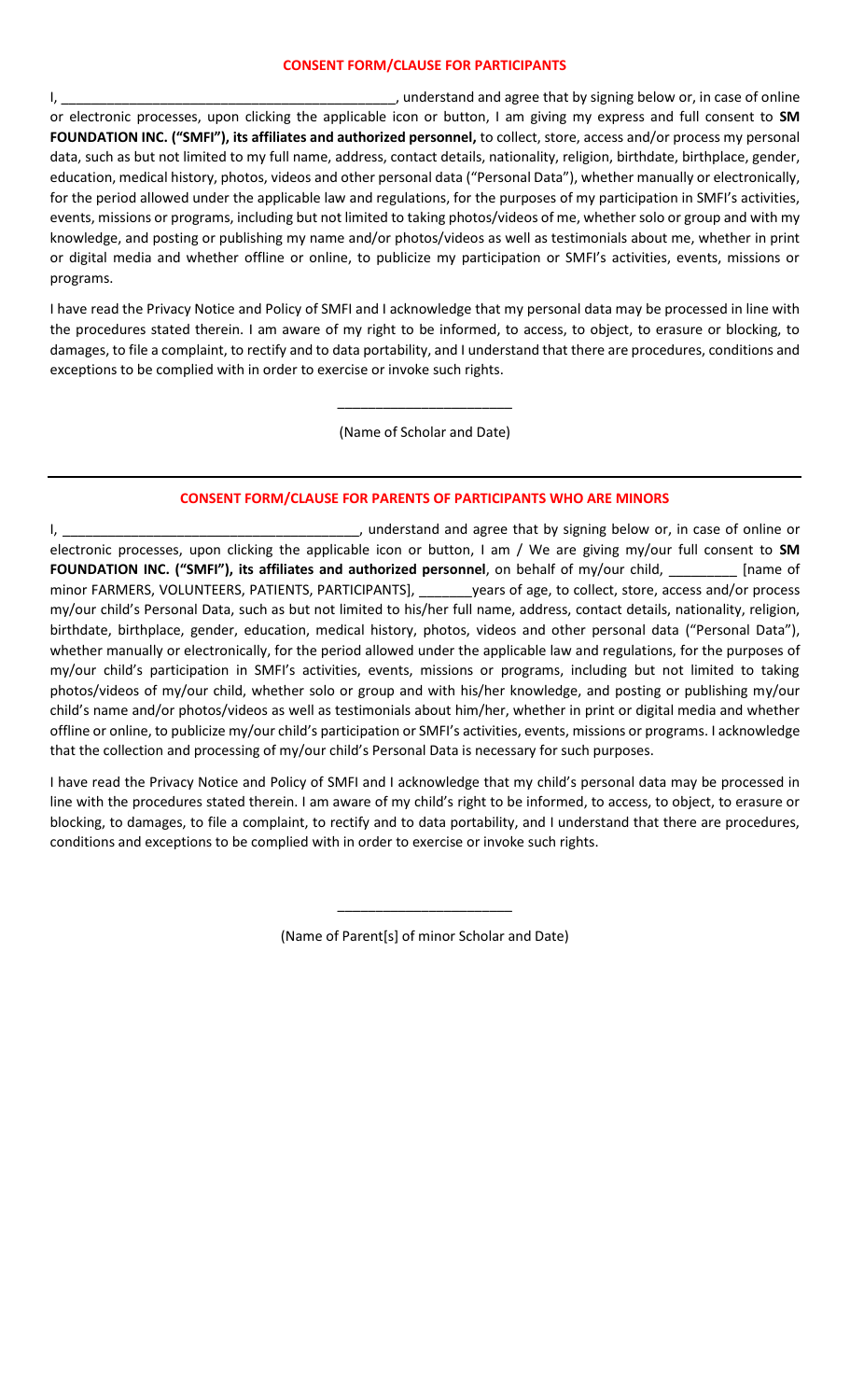## CONSENT FORM/CLAUSE FOR PARTICIPANTS

I, ____________________________________________, understand and agree that by signing below or, in case of online or electronic processes, upon clicking the applicable icon or button, I am giving my express and full consent to **SM FOUNDATION INC. ("SMFI"), its affiliates and authorized personnel,** to collect, store, access and/or process my personal data, such as but not limited to my full name, address, contact details, nationality, religion, birthdate, birthplace, gender, education, medical history, photos, videos and other personal data ("Personal Data"), whether manually or electronically, for the period allowed under the applicable law and regulations, for the purposes of my participation in SMFI's activities, events, missions or programs, including but not limited to taking photos/videos of me, whether solo or group and with my knowledge, and posting or publishing my name and/or photos/videos as well as testimonials about me, whether in print or digital media and whether offline or online, to publicize my participation or SMFI's activities, events, missions or programs.

I have read the Privacy Notice and Policy of SMFI and I acknowledge that my personal data may be processed in line with the procedures stated therein. I am aware of my right to be informed, to access, to object, to erasure or blocking, to damages, to file a complaint, to rectify and to data portability, and I understand that there are procedures, conditions and exceptions to be complied with in order to exercise or invoke such rights.

______________________

(Name of Scholar and Date)

---

## CONSENT FORM/CLAUSE FOR PARENTS OF PARTICIPANTS WHO ARE MINORS

I, ______________________________________, understand and agree that by signing below or, in case of online or electronic processes, upon clicking the applicable icon or button, I am / We are giving my/our full consent to **SM FOUNDATION INC. ("SMFI"), its affiliates and authorized personnel**, on behalf of my/our child, _________ [name of minor FARMERS, VOLUNTEERS, PATIENTS, PARTICIPANTS], _______years of age, to collect, store, access and/or process my/our child's Personal Data, such as but not limited to his/her full name, address, contact details, nationality, religion, birthdate, birthplace, gender, education, medical history, photos, videos and other personal data ("Personal Data"), whether manually or electronically, for the period allowed under the applicable law and regulations, for the purposes of my/our child's participation in SMFI's activities, events, missions or programs, including but not limited to taking photos/videos of my/our child, whether solo or group and with his/her knowledge, and posting or publishing my/our child's name and/or photos/videos as well as testimonials about him/her, whether in print or digital media and whether offline or online, to publicize my/our child's participation or SMFI's activities, events, missions or programs. I acknowledge that the collection and processing of my/our child's Personal Data is necessary for such purposes.

I have read the Privacy Notice and Policy of SMFI and I acknowledge that my child's personal data may be processed in line with the procedures stated therein. I am aware of my child's right to be informed, to access, to object, to erasure or blocking, to damages, to file a complaint, to rectify and to data portability, and I understand that there are procedures, conditions and exceptions to be complied with in order to exercise or invoke such rights.

______________________

(Name of Parent[s] of minor Scholar and Date)